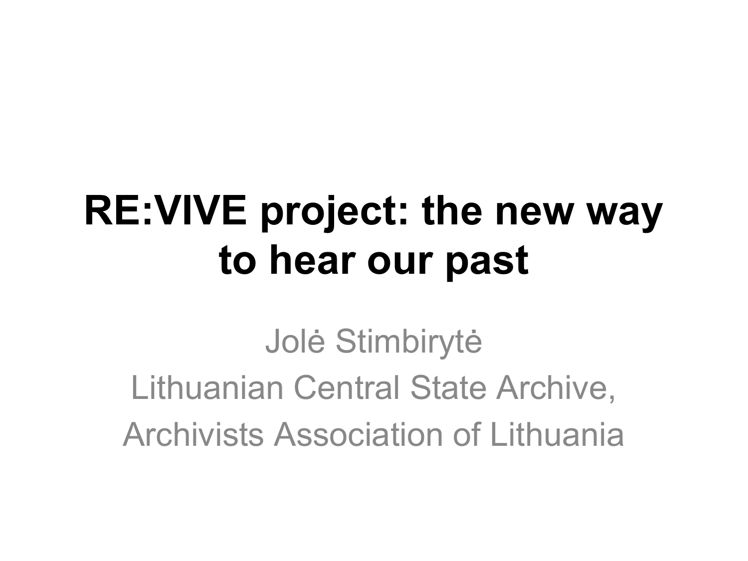# RE:VIVE project: the new way to hear our past

Jolė Stimbirytė

Lithuanian Central State Archive,

Archivists Association of Lithuania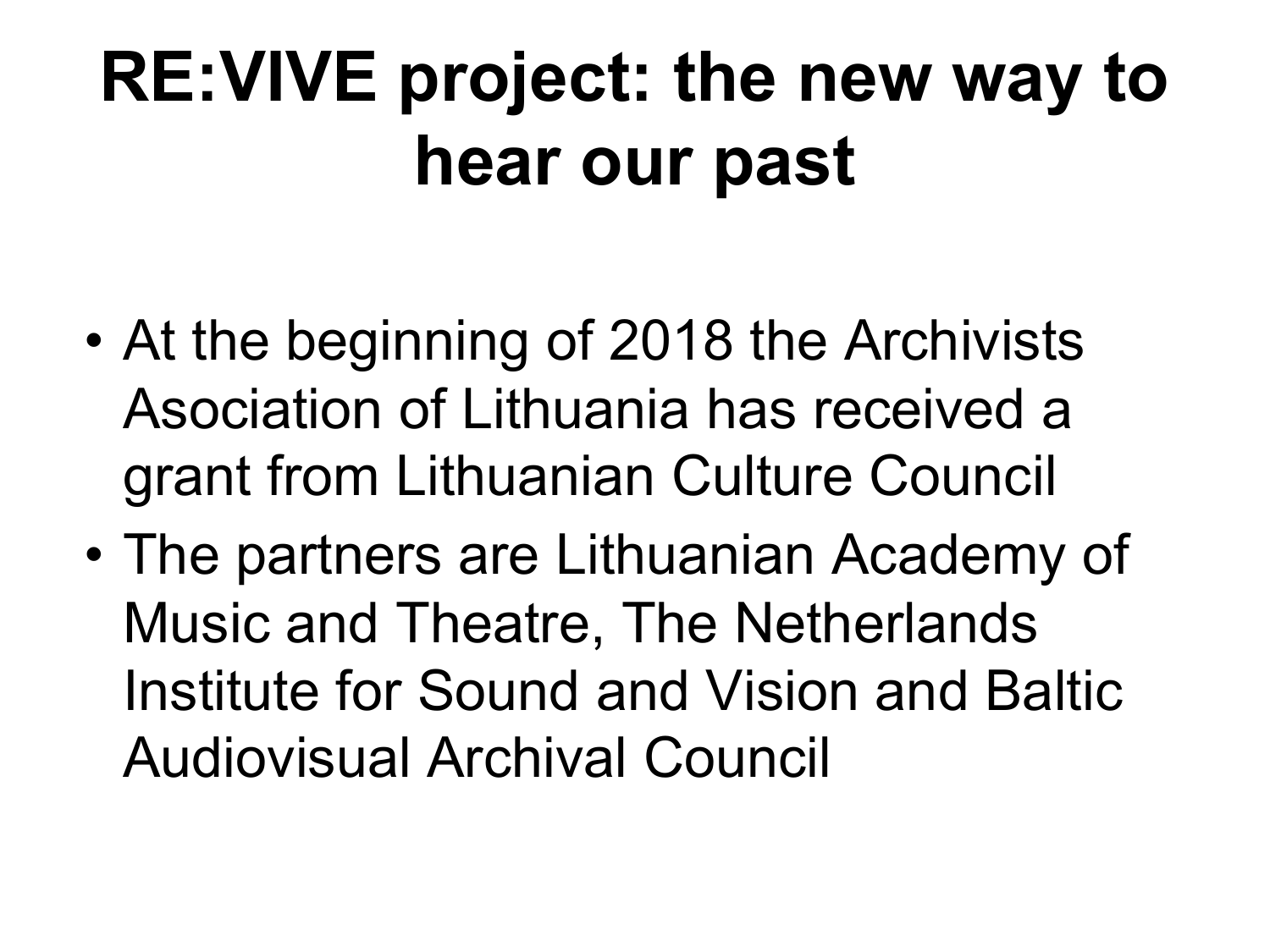# RE:VIVE project: the new way to hear our past

- At the beginning of 2018 the Archivists Asociation of Lithuania has received a grant from Lithuanian Culture Council
- The partners are Lithuanian Academy of Music and Theatre, The Netherlands Institute for Sound and Vision and Baltic Audiovisual Archival Council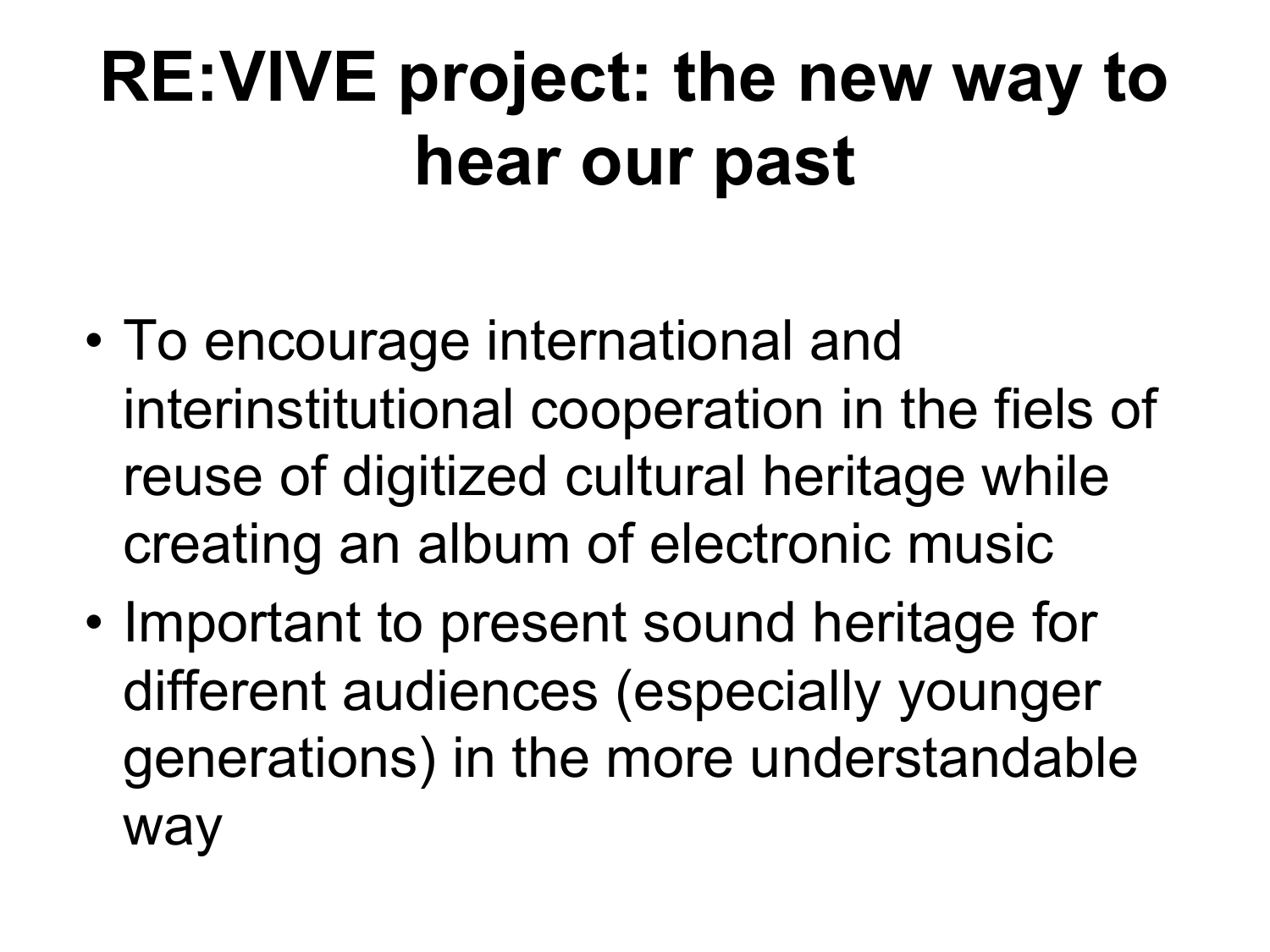# RE:VIVE project: the new way to hear our past

- To encourage international and interinstitutional cooperation in the fiels of reuse of digitized cultural heritage while creating an album of electronic music
- Important to present sound heritage for different audiences (especially younger generations) in the more understandable way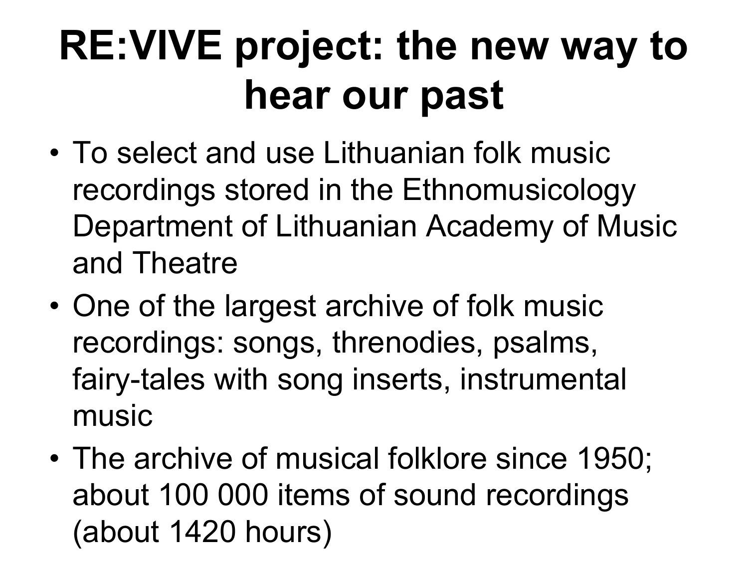# RE:VIVE project: the new way to hear our past

- To select and use Lithuanian folk music recordings stored in the Ethnomusicology Department of Lithuanian Academy of Music and Theatre
- One of the largest archive of folk music recordings: songs, threnodies, psalms, fairy-tales with song inserts, instrumental music
- The archive of musical folklore since 1950; about 100 000 items of sound recordings (about 1420 hours)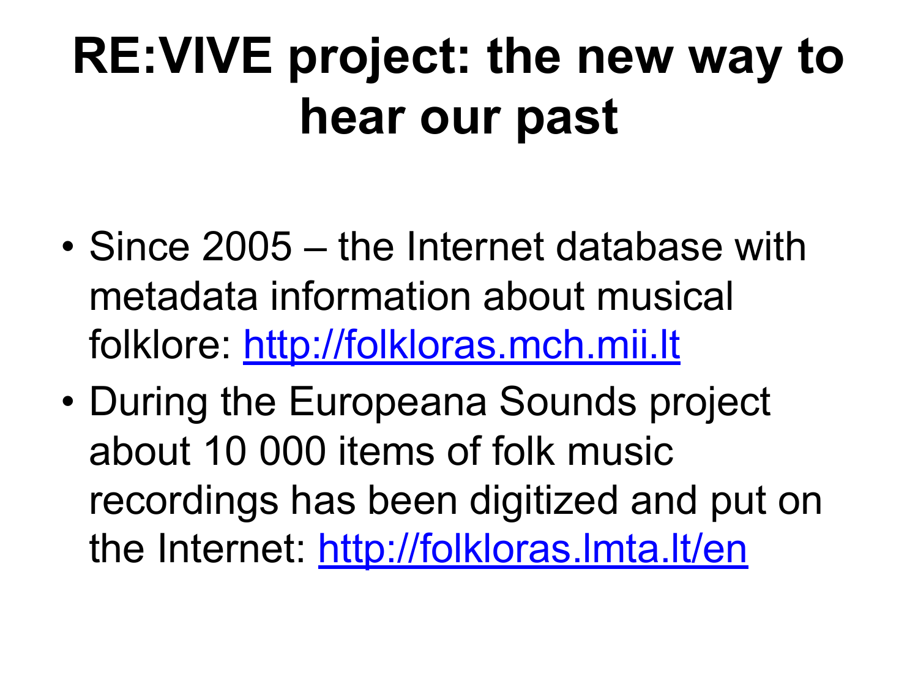# RE:VIVE project: the new way to hear our past

- Since 2005 – the Internet database with metadata information about musical folklore: http://folkloras.mch.mii.lt
- During the Europeana Sounds project about 10 000 items of folk music recordings has been digitized and put on the Internet: http://folkloras.lmta.lt/en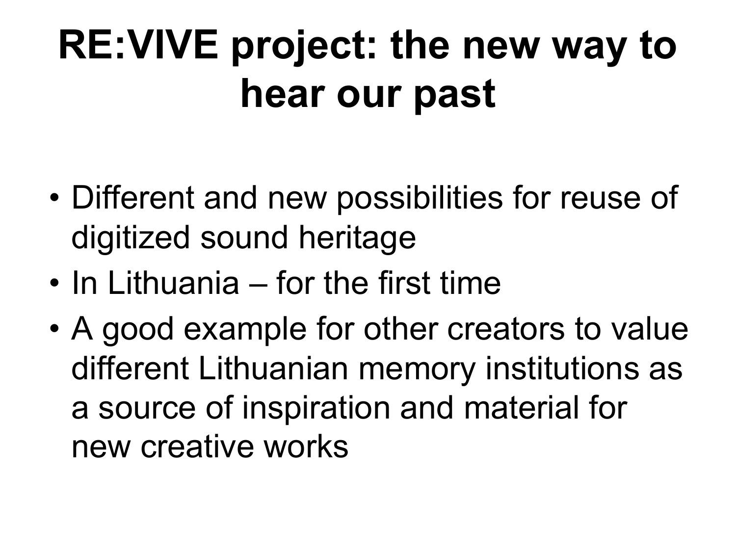# RE:VIVE project: the new way to hear our past

- Different and new possibilities for reuse of digitized sound heritage
- In Lithuania – for the first time
- A good example for other creators to value different Lithuanian memory institutions as a source of inspiration and material for new creative works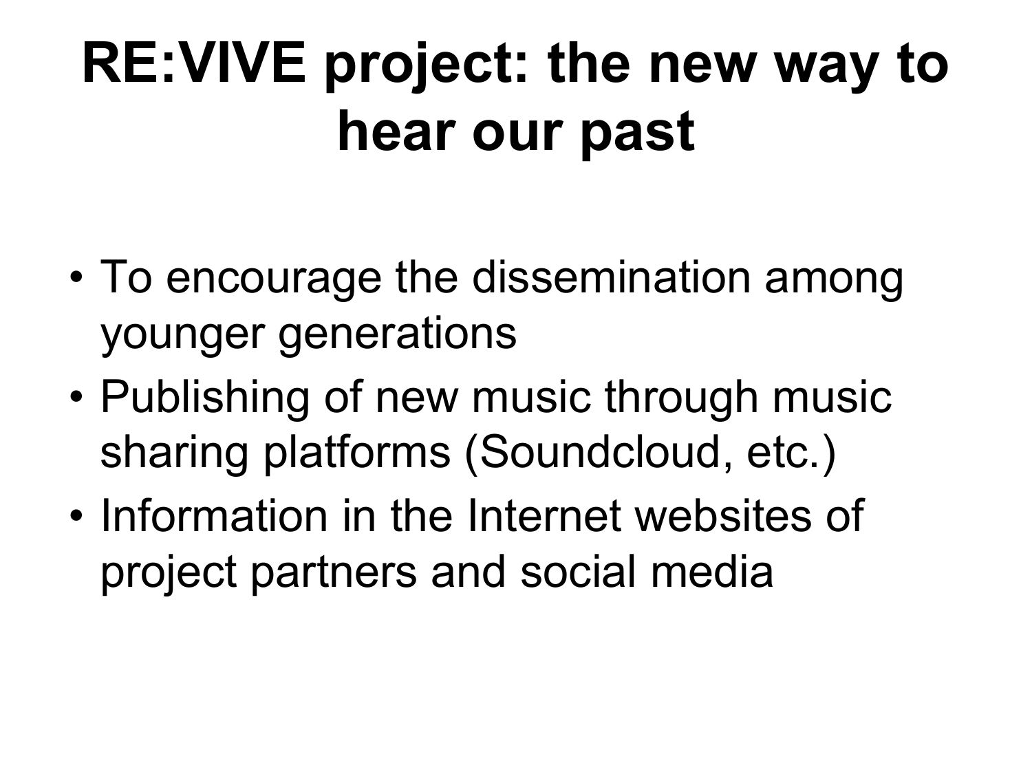# RE:VIVE project: the new way to hear our past

- To encourage the dissemination among younger generations
- Publishing of new music through music sharing platforms (Soundcloud, etc.)
- Information in the Internet websites of project partners and social media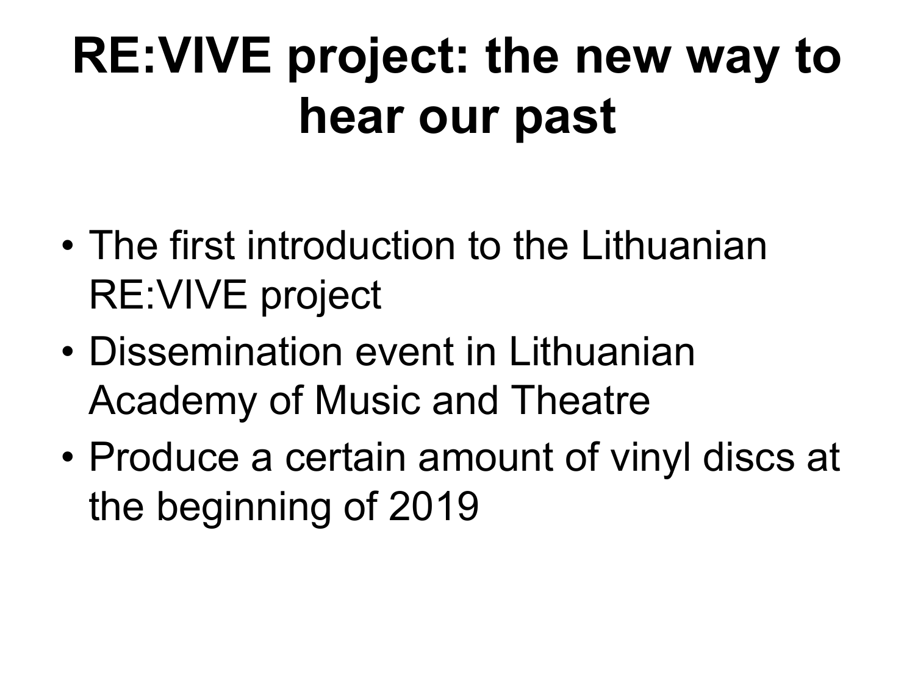# RE:VIVE project: the new way to hear our past

- The first introduction to the Lithuanian RE:VIVE project
- Dissemination event in Lithuanian Academy of Music and Theatre
- Produce a certain amount of vinyl discs at the beginning of 2019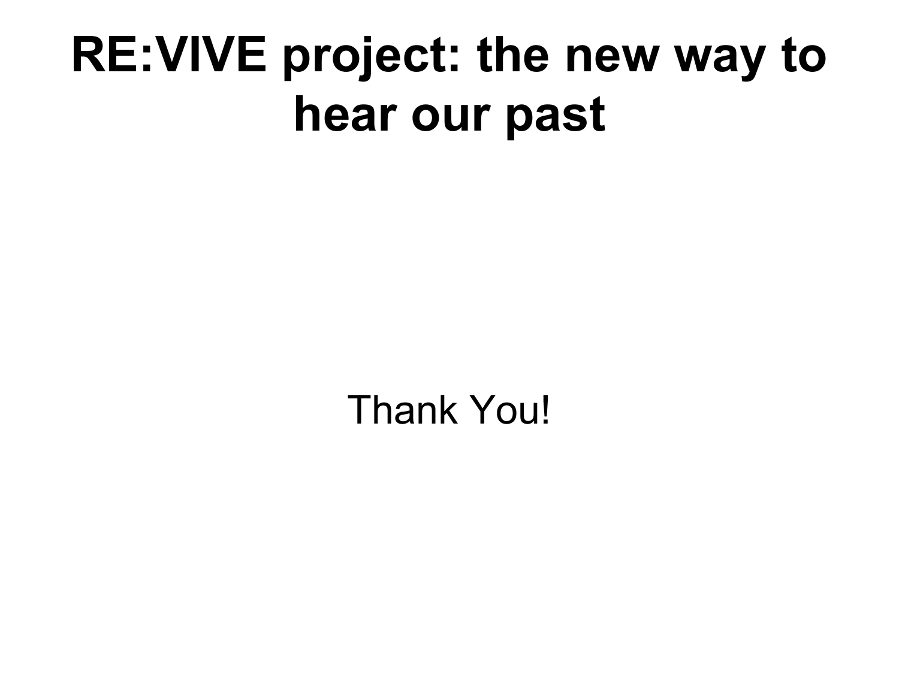# RE:VIVE project: the new way to hear our past

Thank You!